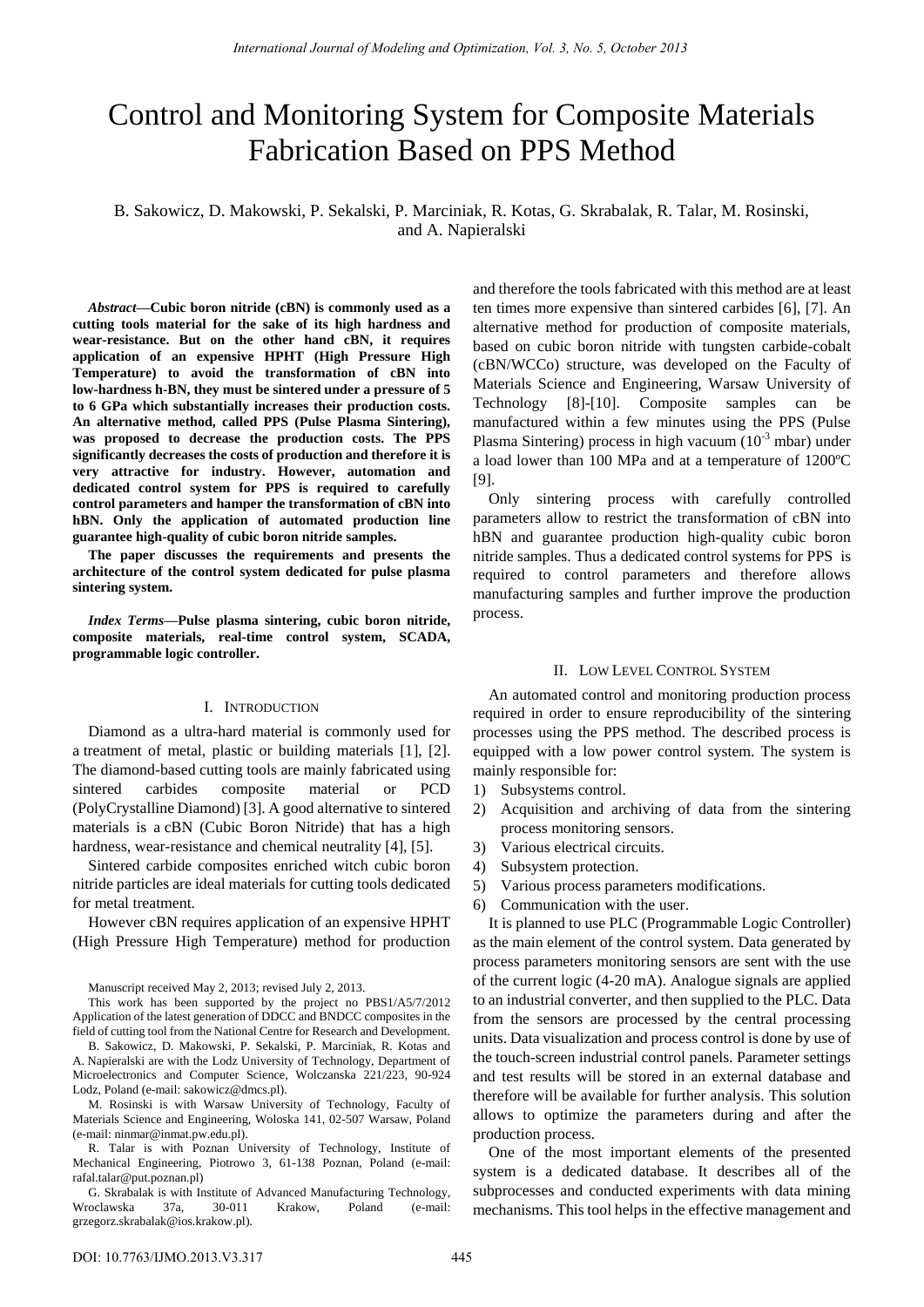# Control and Monitoring System for Composite Materials Fabrication Based on PPS Method

B. Sakowicz, D. Makowski, P. Sekalski, P. Marciniak, R. Kotas, G. Skrabalak, R. Talar, M. Rosinski, and A. Napieralski

***Abstract*—Cubic boron nitride (cBN) is commonly used as a cutting tools material for the sake of its high hardness and wear-resistance. But on the other hand cBN, it requires application of an expensive HPHT (High Pressure High Temperature) to avoid the transformation of cBN into low-hardness h-BN, they must be sintered under a pressure of 5 to 6 GPa which substantially increases their production costs. An alternative method, called PPS (Pulse Plasma Sintering), was proposed to decrease the production costs. The PPS significantly decreases the costs of production and therefore it is very attractive for industry. However, automation and dedicated control system for PPS is required to carefully control parameters and hamper the transformation of cBN into hBN. Only the application of automated production line guarantee high-quality of cubic boron nitride samples.**

**The paper discusses the requirements and presents the architecture of the control system dedicated for pulse plasma sintering system.**

***Index Terms*—Pulse plasma sintering, cubic boron nitride, composite materials, real-time control system, SCADA, programmable logic controller.**

## I. Introduction

Diamond as a ultra-hard material is commonly used for a treatment of metal, plastic or building materials [1], [2]. The diamond-based cutting tools are mainly fabricated using sintered carbides composite material or PCD (PolyCrystalline Diamond) [3]. A good alternative to sintered materials is a cBN (Cubic Boron Nitride) that has a high hardness, wear-resistance and chemical neutrality [4], [5].

Sintered carbide composites enriched witch cubic boron nitride particles are ideal materials for cutting tools dedicated for metal treatment.

However cBN requires application of an expensive HPHT (High Pressure High Temperature) method for production and therefore the tools fabricated with this method are at least ten times more expensive than sintered carbides [6], [7]. An alternative method for production of composite materials, based on cubic boron nitride with tungsten carbide-cobalt (cBN/WCCo) structure, was developed on the Faculty of Materials Science and Engineering, Warsaw University of Technology [8]-[10]. Composite samples can be manufactured within a few minutes using the PPS (Pulse Plasma Sintering) process in high vacuum ($10^{-3}$ mbar) under a load lower than 100 MPa and at a temperature of 1200ºC [9].

Only sintering process with carefully controlled parameters allow to restrict the transformation of cBN into hBN and guarantee production high-quality cubic boron nitride samples. Thus a dedicated control systems for PPS is required to control parameters and therefore allows manufacturing samples and further improve the production process.

Manuscript received May 2, 2013; revised July 2, 2013.

This work has been supported by the project no PBS1/A5/7/2012 Application of the latest generation of DDCC and BNDCC composites in the field of cutting tool from the National Centre for Research and Development.

B. Sakowicz, D. Makowski, P. Sekalski, P. Marciniak, R. Kotas and A. Napieralski are with the Lodz University of Technology, Department of Microelectronics and Computer Science, Wolczanska 221/223, 90-924 Lodz, Poland (e-mail: sakowicz@dmcs.pl).

M. Rosinski is with Warsaw University of Technology, Faculty of Materials Science and Engineering, Woloska 141, 02-507 Warsaw, Poland (e-mail: ninmar@inmat.pw.edu.pl).

R. Talar is with Poznan University of Technology, Institute of Mechanical Engineering, Piotrowo 3, 61-138 Poznan, Poland (e-mail: rafal.talar@put.poznan.pl)

G. Skrabalak is with Institute of Advanced Manufacturing Technology, Wroclawska 37a, 30-011 Krakow, Poland (e-mail: grzegorz.skrabalak@ios.krakow.pl).

## II. Low Level Control System

An automated control and monitoring production process required in order to ensure reproducibility of the sintering processes using the PPS method. The described process is equipped with a low power control system. The system is mainly responsible for:

1) Subsystems control.
2) Acquisition and archiving of data from the sintering process monitoring sensors.
3) Various electrical circuits.
4) Subsystem protection.
5) Various process parameters modifications.
6) Communication with the user.

It is planned to use PLC (Programmable Logic Controller) as the main element of the control system. Data generated by process parameters monitoring sensors are sent with the use of the current logic (4-20 mA). Analogue signals are applied to an industrial converter, and then supplied to the PLC. Data from the sensors are processed by the central processing units. Data visualization and process control is done by use of the touch-screen industrial control panels. Parameter settings and test results will be stored in an external database and therefore will be available for further analysis. This solution allows to optimize the parameters during and after the production process.

One of the most important elements of the presented system is a dedicated database. It describes all of the subprocesses and conducted experiments with data mining mechanisms. This tool helps in the effective management and

DOI: 10.7763/IJMO.2013.V3.317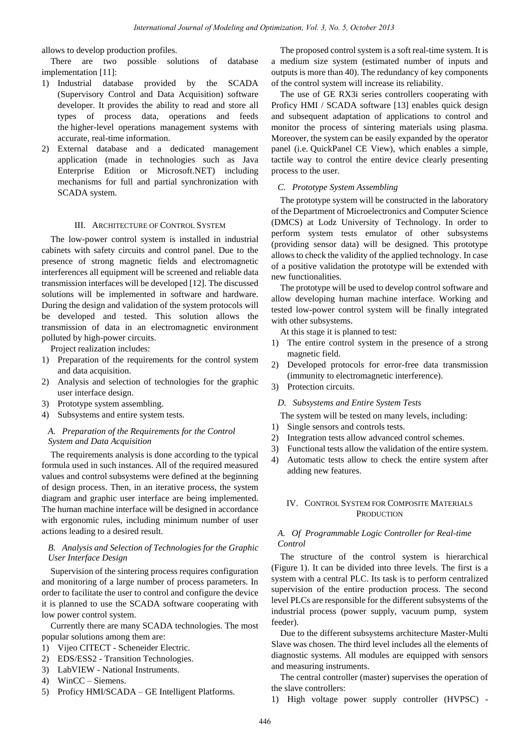allows to develop production profiles.

There are two possible solutions of database implementation [11]:

1) Industrial database provided by the SCADA (Supervisory Control and Data Acquisition) software developer. It provides the ability to read and store all types of process data, operations and feeds the higher-level operations management systems with accurate, real-time information.
2) External database and a dedicated management application (made in technologies such as Java Enterprise Edition or Microsoft.NET) including mechanisms for full and partial synchronization with SCADA system.

## III. Architecture of Control System

The low-power control system is installed in industrial cabinets with safety circuits and control panel. Due to the presence of strong magnetic fields and electromagnetic interferences all equipment will be screened and reliable data transmission interfaces will be developed [12]. The discussed solutions will be implemented in software and hardware. During the design and validation of the system protocols will be developed and tested. This solution allows the transmission of data in an electromagnetic environment polluted by high-power circuits.

Project realization includes:

1) Preparation of the requirements for the control system and data acquisition.
2) Analysis and selection of technologies for the graphic user interface design.
3) Prototype system assembling.
4) Subsystems and entire system tests.

### *A. Preparation of the Requirements for the Control System and Data Acquisition*

The requirements analysis is done according to the typical formula used in such instances. All of the required measured values and control subsystems were defined at the beginning of design process. Then, in an iterative process, the system diagram and graphic user interface are being implemented. The human machine interface will be designed in accordance with ergonomic rules, including minimum number of user actions leading to a desired result.

### *B. Analysis and Selection of Technologies for the Graphic User Interface Design*

Supervision of the sintering process requires configuration and monitoring of a large number of process parameters. In order to facilitate the user to control and configure the device it is planned to use the SCADA software cooperating with low power control system.

Currently there are many SCADA technologies. The most popular solutions among them are:

1) Vijeo CITECT - Scheneider Electric.
2) EDS/ESS2 - Transition Technologies.
3) LabVIEW - National Instruments.
4) WinCC – Siemens.
5) Proficy HMI/SCADA – GE Intelligent Platforms.

The proposed control system is a soft real-time system. It is a medium size system (estimated number of inputs and outputs is more than 40). The redundancy of key components of the control system will increase its reliability.

The use of GE RX3i series controllers cooperating with Proficy HMI / SCADA software [13] enables quick design and subsequent adaptation of applications to control and monitor the process of sintering materials using plasma. Moreover, the system can be easily expanded by the operator panel (i.e. QuickPanel CE View), which enables a simple, tactile way to control the entire device clearly presenting process to the user.

### *C. Prototype System Assembling*

The prototype system will be constructed in the laboratory of the Department of Microelectronics and Computer Science (DMCS) at Lodz University of Technology. In order to perform system tests emulator of other subsystems (providing sensor data) will be designed. This prototype allows to check the validity of the applied technology. In case of a positive validation the prototype will be extended with new functionalities.

The prototype will be used to develop control software and allow developing human machine interface. Working and tested low-power control system will be finally integrated with other subsystems.

At this stage it is planned to test:

1) The entire control system in the presence of a strong magnetic field.
2) Developed protocols for error-free data transmission (immunity to electromagnetic interference).
3) Protection circuits.

### *D. Subsystems and Entire System Tests*

The system will be tested on many levels, including:

1) Single sensors and controls tests.
2) Integration tests allow advanced control schemes.
3) Functional tests allow the validation of the entire system.
4) Automatic tests allow to check the entire system after adding new features.

## IV. Control System for Composite Materials Production

### *A. Of Programmable Logic Controller for Real-time Control*

The structure of the control system is hierarchical (Figure 1). It can be divided into three levels. The first is a system with a central PLC. Its task is to perform centralized supervision of the entire production process. The second level PLCs are responsible for the different subsystems of the industrial process (power supply, vacuum pump, system feeder).

Due to the different subsystems architecture Master-Multi Slave was chosen. The third level includes all the elements of diagnostic systems. All modules are equipped with sensors and measuring instruments.

The central controller (master) supervises the operation of the slave controllers:

1) High voltage power supply controller (HVPSC) -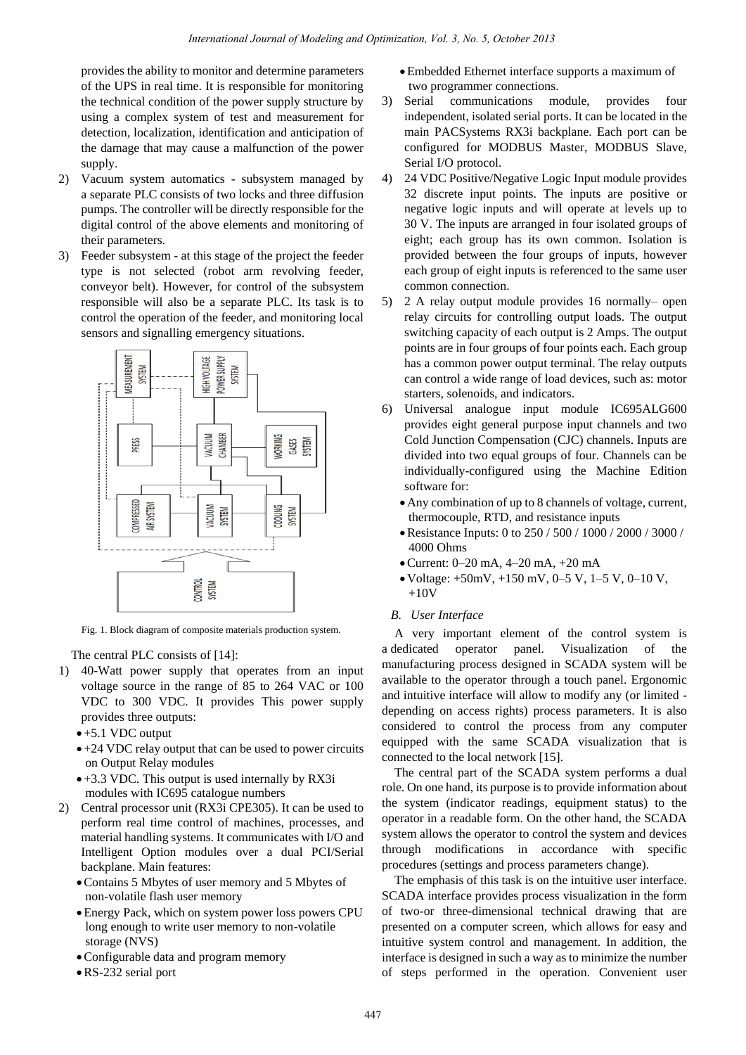provides the ability to monitor and determine parameters of the UPS in real time. It is responsible for monitoring the technical condition of the power supply structure by using a complex system of test and measurement for detection, localization, identification and anticipation of the damage that may cause a malfunction of the power supply.

2) Vacuum system automatics - subsystem managed by a separate PLC consists of two locks and three diffusion pumps. The controller will be directly responsible for the digital control of the above elements and monitoring of their parameters.
3) Feeder subsystem - at this stage of the project the feeder type is not selected (robot arm revolving feeder, conveyor belt). However, for control of the subsystem responsible will also be a separate PLC. Its task is to control the operation of the feeder, and monitoring local sensors and signalling emergency situations.

Fig. 1. Block diagram of composite materials production system.

The central PLC consists of [14]:

1) 40-Watt power supply that operates from an input voltage source in the range of 85 to 264 VAC or 100 VDC to 300 VDC. It provides This power supply provides three outputs:
   - +5.1 VDC output
   - +24 VDC relay output that can be used to power circuits on Output Relay modules
   - +3.3 VDC. This output is used internally by RX3i modules with IC695 catalogue numbers
2) Central processor unit (RX3i CPE305). It can be used to perform real time control of machines, processes, and material handling systems. It communicates with I/O and Intelligent Option modules over a dual PCI/Serial backplane. Main features:
   - Contains 5 Mbytes of user memory and 5 Mbytes of non-volatile flash user memory
   - Energy Pack, which on system power loss powers CPU long enough to write user memory to non-volatile storage (NVS)
   - Configurable data and program memory
   - RS-232 serial port
   - Embedded Ethernet interface supports a maximum of two programmer connections.
3) Serial communications module, provides four independent, isolated serial ports. It can be located in the main PACSystems RX3i backplane. Each port can be configured for MODBUS Master, MODBUS Slave, Serial I/O protocol.
4) 24 VDC Positive/Negative Logic Input module provides 32 discrete input points. The inputs are positive or negative logic inputs and will operate at levels up to 30 V. The inputs are arranged in four isolated groups of eight; each group has its own common. Isolation is provided between the four groups of inputs, however each group of eight inputs is referenced to the same user common connection.
5) 2 A relay output module provides 16 normally– open relay circuits for controlling output loads. The output switching capacity of each output is 2 Amps. The output points are in four groups of four points each. Each group has a common power output terminal. The relay outputs can control a wide range of load devices, such as: motor starters, solenoids, and indicators.
6) Universal analogue input module IC695ALG600 provides eight general purpose input channels and two Cold Junction Compensation (CJC) channels. Inputs are divided into two equal groups of four. Channels can be individually-configured using the Machine Edition software for:
   - Any combination of up to 8 channels of voltage, current, thermocouple, RTD, and resistance inputs
   - Resistance Inputs: 0 to 250 / 500 / 1000 / 2000 / 3000 / 4000 Ohms
   - Current: 0–20 mA, 4–20 mA, +20 mA
   - Voltage: +50mV, +150 mV, 0–5 V, 1–5 V, 0–10 V, +10V

### *B. User Interface*

A very important element of the control system is a dedicated operator panel. Visualization of the manufacturing process designed in SCADA system will be available to the operator through a touch panel. Ergonomic and intuitive interface will allow to modify any (or limited - depending on access rights) process parameters. It is also considered to control the process from any computer equipped with the same SCADA visualization that is connected to the local network [15].

The central part of the SCADA system performs a dual role. On one hand, its purpose is to provide information about the system (indicator readings, equipment status) to the operator in a readable form. On the other hand, the SCADA system allows the operator to control the system and devices through modifications in accordance with specific procedures (settings and process parameters change).

The emphasis of this task is on the intuitive user interface. SCADA interface provides process visualization in the form of two-or three-dimensional technical drawing that are presented on a computer screen, which allows for easy and intuitive system control and management. In addition, the interface is designed in such a way as to minimize the number of steps performed in the operation. Convenient user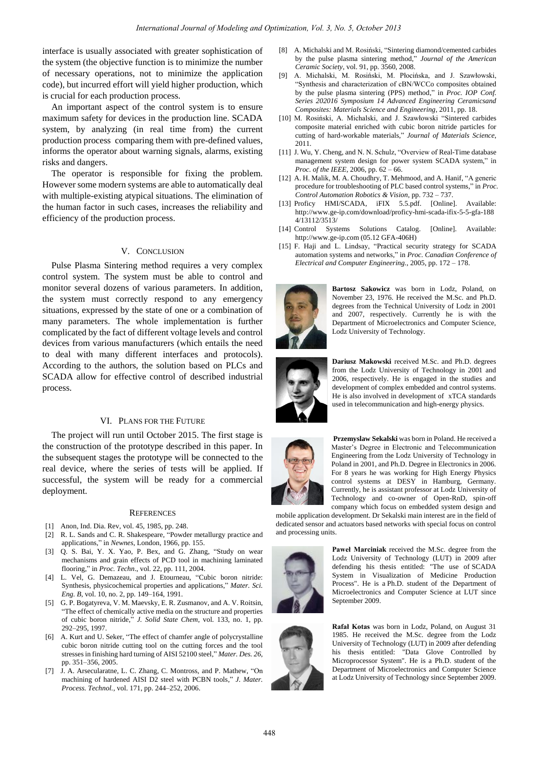interface is usually associated with greater sophistication of the system (the objective function is to minimize the number of necessary operations, not to minimize the application code), but incurred effort will yield higher production, which is crucial for each production process.

An important aspect of the control system is to ensure maximum safety for devices in the production line. SCADA system, by analyzing (in real time from) the current production process comparing them with pre-defined values, informs the operator about warning signals, alarms, existing risks and dangers.

The operator is responsible for fixing the problem. However some modern systems are able to automatically deal with multiple-existing atypical situations. The elimination of the human factor in such cases, increases the reliability and efficiency of the production process.

## V. Conclusion

Pulse Plasma Sintering method requires a very complex control system. The system must be able to control and monitor several dozens of various parameters. In addition, the system must correctly respond to any emergency situations, expressed by the state of one or a combination of many parameters. The whole implementation is further complicated by the fact of different voltage levels and control devices from various manufacturers (which entails the need to deal with many different interfaces and protocols). According to the authors, the solution based on PLCs and SCADA allow for effective control of described industrial process.

## VI. Plans for the Future

The project will run until October 2015. The first stage is the construction of the prototype described in this paper. In the subsequent stages the prototype will be connected to the real device, where the series of tests will be applied. If successful, the system will be ready for a commercial deployment.

## References

[1] Anon, Ind. Dia. Rev, vol. 45, 1985, pp. 248.

[2] R. L. Sands and C. R. Shakespeare, "Powder metallurgy practice and applications," in *Newnes*, London, 1966, pp. 155.

[3] Q. S. Bai, Y. X. Yao, P. Bex, and G. Zhang, "Study on wear mechanisms and grain effects of PCD tool in machining laminated flooring," in *Proc. Techn*., vol. 22, pp. 111, 2004.

[4] L. Vel, G. Demazeau, and J. Etourneau, "Cubic boron nitride: Synthesis, physicochemical properties and applications," *Mater. Sci. Eng. B*, vol. 10, no. 2, pp. 149–164, 1991.

[5] G. P. Bogatyreva, V. M. Maevsky, E. R. Zusmanov, and A. V. Roitsin, "The effect of chemically active media on the structure and properties of cubic boron nitride," *J. Solid State Chem*, vol. 133, no. 1, pp. 292–295, 1997.

[6] A. Kurt and U. Seker, "The effect of chamfer angle of polycrystalline cubic boron nitride cutting tool on the cutting forces and the tool stresses in finishing hard turning of AISI 52100 steel," *Mater. Des. 26*, pp. 351–356, 2005.

[7] J. A. Arsecularatne, L. C. Zhang, C. Montross, and P. Mathew, "On machining of hardened AISI D2 steel with PCBN tools," *J. Mater. Process. Technol.*, vol. 171, pp. 244–252, 2006.

[8] A. Michalski and M. Rosiński, "Sintering diamond/cemented carbides by the pulse plasma sintering method," *Journal of the American Ceramic Society*, vol. 91, pp. 3560, 2008.

[9] A. Michalski, M. Rosiński, M. Płocińska, and J. Szawłowski, "Synthesis and characterization of cBN/WCCo composites obtained by the pulse plasma sintering (PPS) method," in *Proc. IOP Conf. Series 202016 Symposium 14 Advanced Engineering Ceramicsand Composites: Materials Science and Engineering*, 2011, pp. 18.

[10] M. Rosiński, A. Michalski, and J. Szawłowski "Sintered carbides composite material enriched with cubic boron nitride particles for cutting of hard-workable materials," *Journal of Materials Science*, 2011.

[11] J. Wu, Y. Cheng, and N. N. Schulz, "Overview of Real-Time database management system design for power system SCADA system," in *Proc. of the IEEE*, 2006, pp. 62 – 66.

[12] A. H. Malik, M. A. Choudhry, T. Mehmood, and A. Hanif, "A generic procedure for troubleshooting of PLC based control systems," in *Proc. Control Automation Robotics & Vision*, pp. 732 – 737.

[13] Proficy HMI/SCADA, iFIX 5.5.pdf. [Online]. Available: http://www.ge-ip.com/download/proficy-hmi-scada-ifix-5-5-gfa-1884/13112/3513/

[14] Control Systems Solutions Catalog. [Online]. Available: http://www.ge-ip.com (05.12 GFA-406H)

[15] F. Haji and L. Lindsay, "Practical security strategy for SCADA automation systems and networks," in *Proc. Canadian Conference of Electrical and Computer Engineering.*, 2005, pp. 172 – 178.

**Bartosz Sakowicz** was born in Lodz, Poland, on November 23, 1976. He received the M.Sc. and Ph.D. degrees from the Technical University of Lodz in 2001 and 2007, respectively. Currently he is with the Department of Microelectronics and Computer Science, Lodz University of Technology.

**Dariusz Makowski** received M.Sc. and Ph.D. degrees from the Lodz University of Technology in 2001 and 2006, respectively. He is engaged in the studies and development of complex embedded and control systems. He is also involved in development of xTCA standards used in telecommunication and high-energy physics.

**Przemyslaw Sekalski** was born in Poland. He received a Master's Degree in Electronic and Telecommunication Engineering from the Lodz University of Technology in Poland in 2001, and Ph.D. Degree in Electronics in 2006. For 8 years he was working for High Energy Physics control systems at DESY in Hamburg, Germany. Currently, he is assistant professor at Lodz University of Technology and co-owner of Open-RnD, spin-off company which focus on embedded system design and mobile application development. Dr Sekalski main interest are in the field of dedicated sensor and actuators based networks with special focus on control and processing units.

**Paweł Marciniak** received the M.Sc. degree from the Lodz University of Technology (LUT) in 2009 after defending his thesis entitled: "The use of SCADA System in Visualization of Medicine Production Process". He is a Ph.D. student of the Department of Microelectronics and Computer Science at LUT since September 2009.

**Rafał Kotas** was born in Lodz, Poland, on August 31 1985. He received the M.Sc. degree from the Lodz University of Technology (LUT) in 2009 after defending his thesis entitled: "Data Glove Controlled by Microprocessor System". He is a Ph.D. student of the Department of Microelectronics and Computer Science at Lodz University of Technology since September 2009.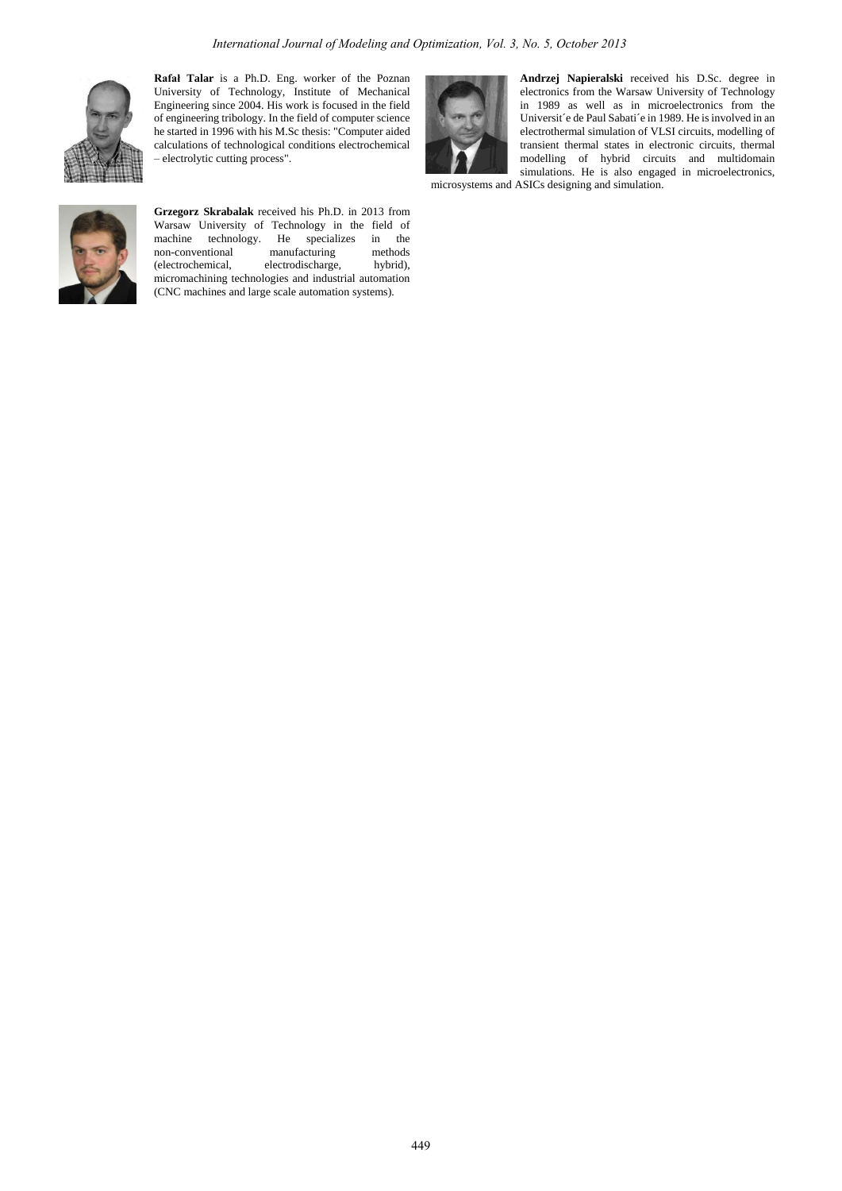**Rafał Talar** is a Ph.D. Eng. worker of the Poznan University of Technology, Institute of Mechanical Engineering since 2004. His work is focused in the field of engineering tribology. In the field of computer science he started in 1996 with his M.Sc thesis: "Computer aided calculations of technological conditions electrochemical – electrolytic cutting process".

**Grzegorz Skrabalak** received his Ph.D. in 2013 from Warsaw University of Technology in the field of machine technology. He specializes in the non-conventional manufacturing methods (electrochemical, electrodischarge, hybrid), micromachining technologies and industrial automation (CNC machines and large scale automation systems).

**Andrzej Napieralski** received his D.Sc. degree in electronics from the Warsaw University of Technology in 1989 as well as in microelectronics from the Universit´e de Paul Sabati´e in 1989. He is involved in an electrothermal simulation of VLSI circuits, modelling of transient thermal states in electronic circuits, thermal modelling of hybrid circuits and multidomain simulations. He is also engaged in microelectronics, microsystems and ASICs designing and simulation.